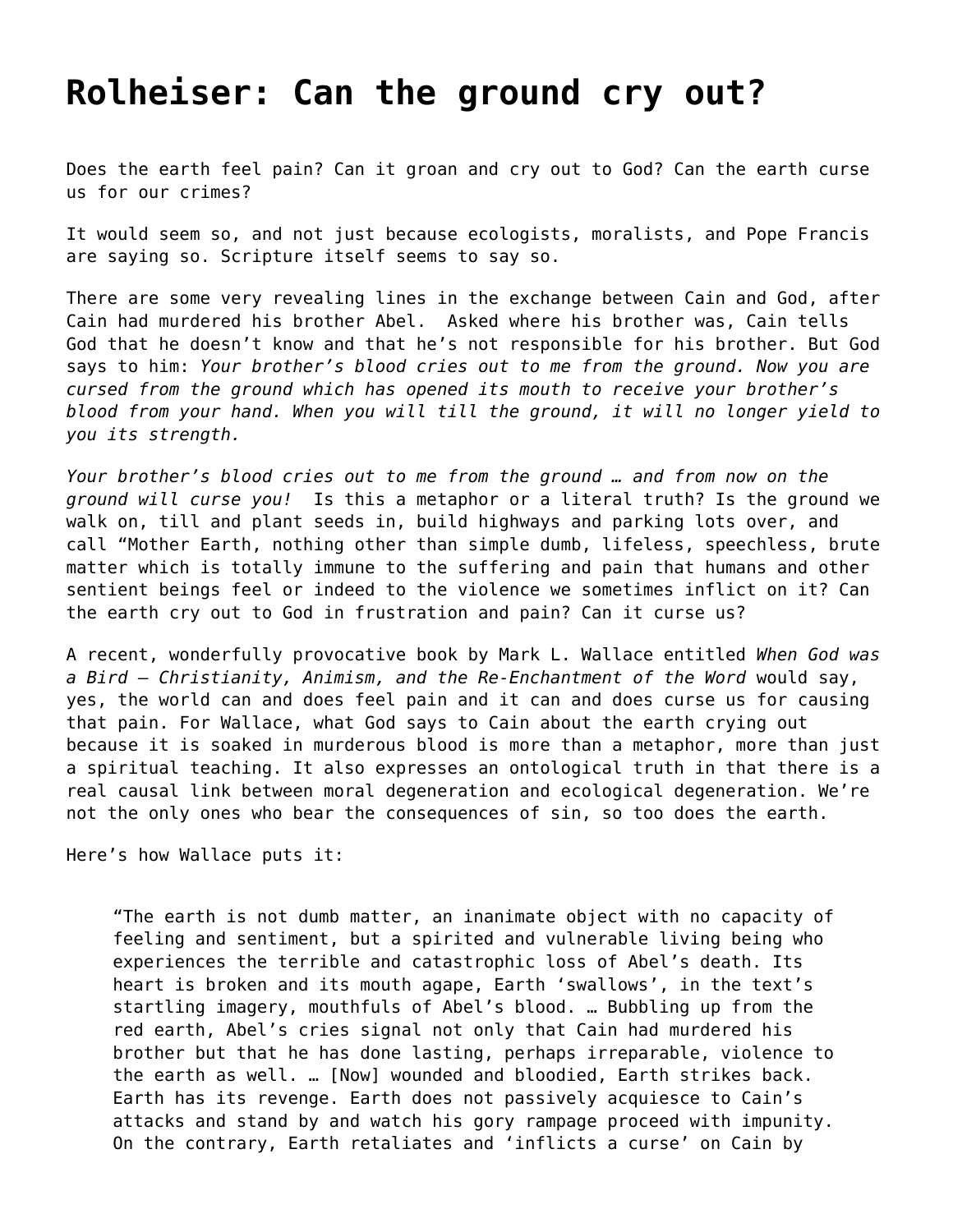# Rolheiser: Can the ground cry out?

Does the earth feel pain? Can it groan and cry out to God? Can the earth curse us for our crimes?

It would seem so, and not just because ecologists, moralists, and Pope Francis are saying so. Scripture itself seems to say so.

There are some very revealing lines in the exchange between Cain and God, after Cain had murdered his brother Abel. Asked where his brother was, Cain tells God that he doesn't know and that he's not responsible for his brother. But God says to him: *Your brother's blood cries out to me from the ground. Now you are cursed from the ground which has opened its mouth to receive your brother's blood from your hand. When you will till the ground, it will no longer yield to you its strength.*

*Your brother's blood cries out to me from the ground … and from now on the ground will curse you!* Is this a metaphor or a literal truth? Is the ground we walk on, till and plant seeds in, build highways and parking lots over, and call "Mother Earth, nothing other than simple dumb, lifeless, speechless, brute matter which is totally immune to the suffering and pain that humans and other sentient beings feel or indeed to the violence we sometimes inflict on it? Can the earth cry out to God in frustration and pain? Can it curse us?

A recent, wonderfully provocative book by Mark L. Wallace entitled *When God was a Bird – Christianity, Animism, and the Re-Enchantment of the Word* would say, yes, the world can and does feel pain and it can and does curse us for causing that pain. For Wallace, what God says to Cain about the earth crying out because it is soaked in murderous blood is more than a metaphor, more than just a spiritual teaching. It also expresses an ontological truth in that there is a real causal link between moral degeneration and ecological degeneration. We're not the only ones who bear the consequences of sin, so too does the earth.

Here's how Wallace puts it:

> "The earth is not dumb matter, an inanimate object with no capacity of feeling and sentiment, but a spirited and vulnerable living being who experiences the terrible and catastrophic loss of Abel's death. Its heart is broken and its mouth agape, Earth 'swallows', in the text's startling imagery, mouthfuls of Abel's blood. … Bubbling up from the red earth, Abel's cries signal not only that Cain had murdered his brother but that he has done lasting, perhaps irreparable, violence to the earth as well. … [Now] wounded and bloodied, Earth strikes back. Earth has its revenge. Earth does not passively acquiesce to Cain's attacks and stand by and watch his gory rampage proceed with impunity. On the contrary, Earth retaliates and 'inflicts a curse' on Cain by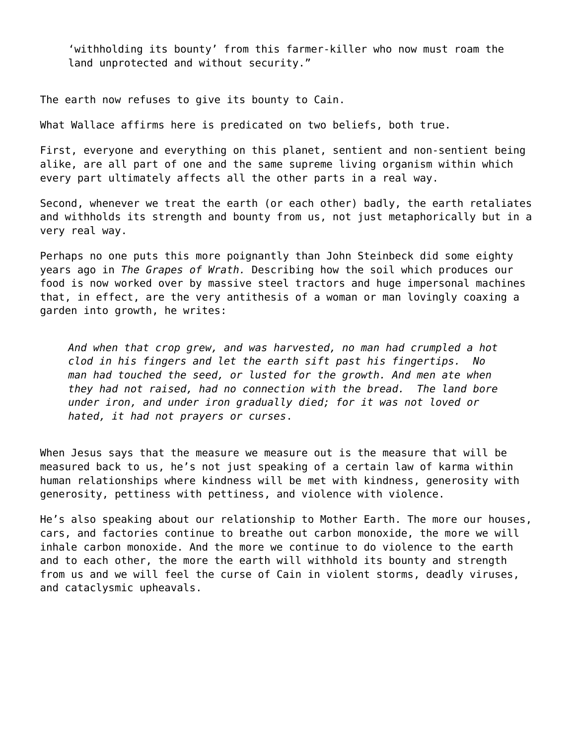> ‘withholding its bounty’ from this farmer-killer who now must roam the land unprotected and without security.”

The earth now refuses to give its bounty to Cain.

What Wallace affirms here is predicated on two beliefs, both true.

First, everyone and everything on this planet, sentient and non-sentient being alike, are all part of one and the same supreme living organism within which every part ultimately affects all the other parts in a real way.

Second, whenever we treat the earth (or each other) badly, the earth retaliates and withholds its strength and bounty from us, not just metaphorically but in a very real way.

Perhaps no one puts this more poignantly than John Steinbeck did some eighty years ago in *The Grapes of Wrath.* Describing how the soil which produces our food is now worked over by massive steel tractors and huge impersonal machines that, in effect, are the very antithesis of a woman or man lovingly coaxing a garden into growth, he writes:

> *And when that crop grew, and was harvested, no man had crumpled a hot clod in his fingers and let the earth sift past his fingertips. No man had touched the seed, or lusted for the growth. And men ate when they had not raised, had no connection with the bread. The land bore under iron, and under iron gradually died; for it was not loved or hated, it had not prayers or curses*.

When Jesus says that the measure we measure out is the measure that will be measured back to us, he’s not just speaking of a certain law of karma within human relationships where kindness will be met with kindness, generosity with generosity, pettiness with pettiness, and violence with violence.

He’s also speaking about our relationship to Mother Earth. The more our houses, cars, and factories continue to breathe out carbon monoxide, the more we will inhale carbon monoxide. And the more we continue to do violence to the earth and to each other, the more the earth will withhold its bounty and strength from us and we will feel the curse of Cain in violent storms, deadly viruses, and cataclysmic upheavals.